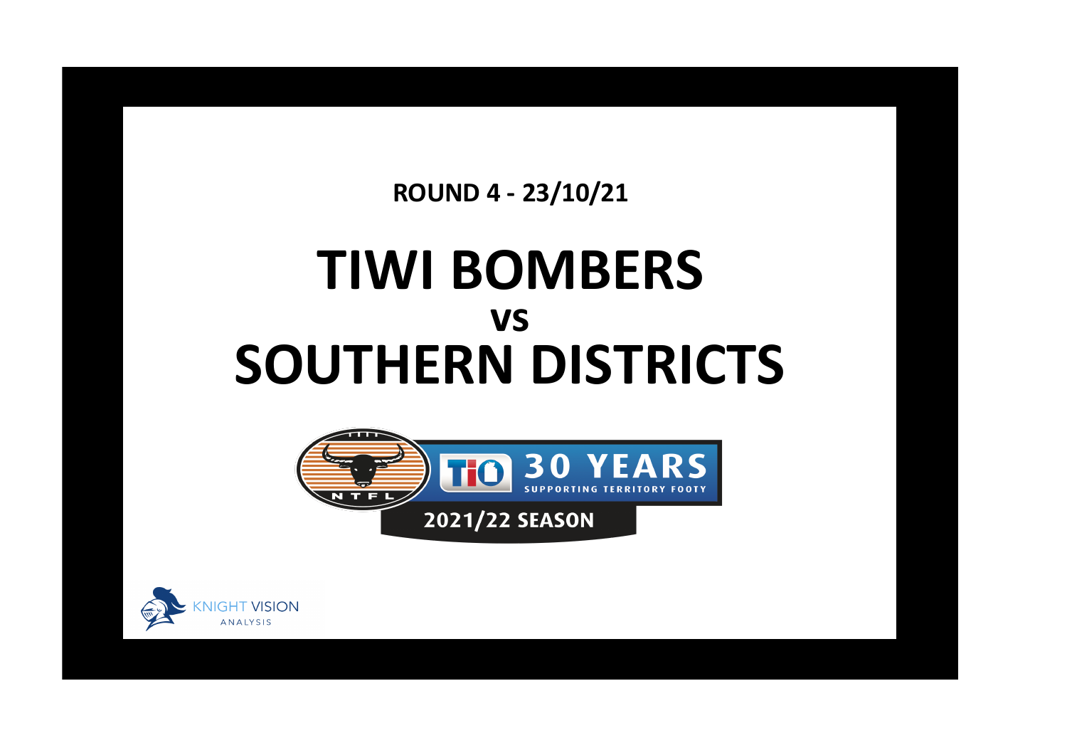**ROUND 4 - 23/10/21**

# TIWI BOMBERS
## vs
# SOUTHERN DISTRICTS

NTFL

TIO 30 YEARS SUPPORTING TERRITORY FOOTY

2021/22 SEASON

KNIGHT VISION ANALYSIS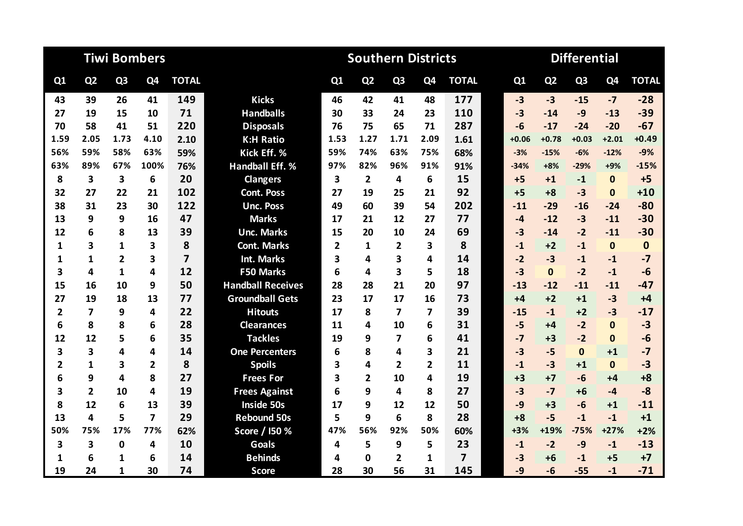| Tiwi Bombers | | | | | | Southern Districts | | | | | Differential | | | | |
|---|---|---|---|---|---|---|---|---|---|---|---|---|---|---|---|
| Q1 | Q2 | Q3 | Q4 | TOTAL | | Q1 | Q2 | Q3 | Q4 | TOTAL | Q1 | Q2 | Q3 | Q4 | TOTAL |
| 43 | 39 | 26 | 41 | 149 | Kicks | 46 | 42 | 41 | 48 | 177 | -3 | -3 | -15 | -7 | -28 |
| 27 | 19 | 15 | 10 | 71 | Handballs | 30 | 33 | 24 | 23 | 110 | -3 | -14 | -9 | -13 | -39 |
| 70 | 58 | 41 | 51 | 220 | Disposals | 76 | 75 | 65 | 71 | 287 | -6 | -17 | -24 | -20 | -67 |
| 1.59 | 2.05 | 1.73 | 4.10 | 2.10 | K:H Ratio | 1.53 | 1.27 | 1.71 | 2.09 | 1.61 | +0.06 | +0.78 | +0.03 | +2.01 | +0.49 |
| 56% | 59% | 58% | 63% | 59% | Kick Eff. % | 59% | 74% | 63% | 75% | 68% | -3% | -15% | -6% | -12% | -9% |
| 63% | 89% | 67% | 100% | 76% | Handball Eff. % | 97% | 82% | 96% | 91% | 91% | -34% | +8% | -29% | +9% | -15% |
| 8 | 3 | 3 | 6 | 20 | Clangers | 3 | 2 | 4 | 6 | 15 | +5 | +1 | -1 | 0 | +5 |
| 32 | 27 | 22 | 21 | 102 | Cont. Poss | 27 | 19 | 25 | 21 | 92 | +5 | +8 | -3 | 0 | +10 |
| 38 | 31 | 23 | 30 | 122 | Unc. Poss | 49 | 60 | 39 | 54 | 202 | -11 | -29 | -16 | -24 | -80 |
| 13 | 9 | 9 | 16 | 47 | Marks | 17 | 21 | 12 | 27 | 77 | -4 | -12 | -3 | -11 | -30 |
| 12 | 6 | 8 | 13 | 39 | Unc. Marks | 15 | 20 | 10 | 24 | 69 | -3 | -14 | -2 | -11 | -30 |
| 1 | 3 | 1 | 3 | 8 | Cont. Marks | 2 | 1 | 2 | 3 | 8 | -1 | +2 | -1 | 0 | 0 |
| 1 | 1 | 2 | 3 | 7 | Int. Marks | 3 | 4 | 3 | 4 | 14 | -2 | -3 | -1 | -1 | -7 |
| 3 | 4 | 1 | 4 | 12 | F50 Marks | 6 | 4 | 3 | 5 | 18 | -3 | 0 | -2 | -1 | -6 |
| 15 | 16 | 10 | 9 | 50 | Handball Receives | 28 | 28 | 21 | 20 | 97 | -13 | -12 | -11 | -11 | -47 |
| 27 | 19 | 18 | 13 | 77 | Groundball Gets | 23 | 17 | 17 | 16 | 73 | +4 | +2 | +1 | -3 | +4 |
| 2 | 7 | 9 | 4 | 22 | Hitouts | 17 | 8 | 7 | 7 | 39 | -15 | -1 | +2 | -3 | -17 |
| 6 | 8 | 8 | 6 | 28 | Clearances | 11 | 4 | 10 | 6 | 31 | -5 | +4 | -2 | 0 | -3 |
| 12 | 12 | 5 | 6 | 35 | Tackles | 19 | 9 | 7 | 6 | 41 | -7 | +3 | -2 | 0 | -6 |
| 3 | 3 | 4 | 4 | 14 | One Percenters | 6 | 8 | 4 | 3 | 21 | -3 | -5 | 0 | +1 | -7 |
| 2 | 1 | 3 | 2 | 8 | Spoils | 3 | 4 | 2 | 2 | 11 | -1 | -3 | +1 | 0 | -3 |
| 6 | 9 | 4 | 8 | 27 | Frees For | 3 | 2 | 10 | 4 | 19 | +3 | +7 | -6 | +4 | +8 |
| 3 | 2 | 10 | 4 | 19 | Frees Against | 6 | 9 | 4 | 8 | 27 | -3 | -7 | +6 | -4 | -8 |
| 8 | 12 | 6 | 13 | 39 | Inside 50s | 17 | 9 | 12 | 12 | 50 | -9 | +3 | -6 | +1 | -11 |
| 13 | 4 | 5 | 7 | 29 | Rebound 50s | 5 | 9 | 6 | 8 | 28 | +8 | -5 | -1 | -1 | +1 |
| 50% | 75% | 17% | 77% | 62% | Score / I50 % | 47% | 56% | 92% | 50% | 60% | +3% | +19% | -75% | +27% | +2% |
| 3 | 3 | 0 | 4 | 10 | Goals | 4 | 5 | 9 | 5 | 23 | -1 | -2 | -9 | -1 | -13 |
| 1 | 6 | 1 | 6 | 14 | Behinds | 4 | 0 | 2 | 1 | 7 | -3 | +6 | -1 | +5 | +7 |
| 19 | 24 | 1 | 30 | 74 | Score | 28 | 30 | 56 | 31 | 145 | -9 | -6 | -55 | -1 | -71 |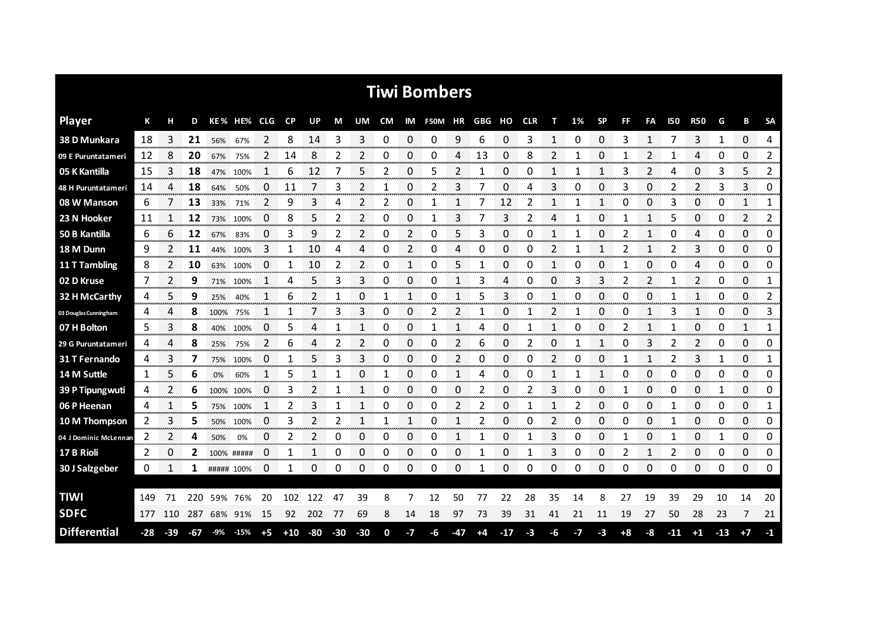# Tiwi Bombers

| Player | K | H | D | KE% | HE% | CLG | CP | UP | M | UM | CM | IM | F50M | HR | GBG | HO | CLR | T | 1% | SP | FF | FA | I50 | R50 | G | B | SA |
|---|---|---|---|---|---|---|---|---|---|---|---|---|---|---|---|---|---|---|---|---|---|---|---|---|---|---|---|
| 38 D Munkara | 18 | 3 | **21** | 56% | 67% | 2 | 8 | 14 | 3 | 3 | 0 | 0 | 0 | 9 | 6 | 0 | 3 | 1 | 0 | 0 | 3 | 1 | 7 | 3 | 1 | 0 | 4 |
| 09 E Puruntatameri | 12 | 8 | **20** | 67% | 75% | 2 | 14 | 8 | 2 | 2 | 0 | 0 | 0 | 4 | 13 | 0 | 8 | 2 | 1 | 0 | 1 | 2 | 1 | 4 | 0 | 0 | 2 |
| 05 K Kantilla | 15 | 3 | **18** | 47% | 100% | 1 | 6 | 12 | 7 | 5 | 2 | 0 | 5 | 2 | 1 | 0 | 0 | 1 | 1 | 1 | 3 | 2 | 4 | 0 | 3 | 5 | 2 |
| 48 H Puruntatameri | 14 | 4 | **18** | 64% | 50% | 0 | 11 | 7 | 3 | 2 | 1 | 0 | 2 | 3 | 7 | 0 | 4 | 3 | 0 | 0 | 3 | 0 | 2 | 2 | 3 | 3 | 0 |
| 08 W Manson | 6 | 7 | **13** | 33% | 71% | 2 | 9 | 3 | 4 | 2 | 2 | 0 | 1 | 1 | 7 | 12 | 2 | 1 | 1 | 1 | 0 | 0 | 3 | 0 | 0 | 1 | 1 |
| 23 N Hooker | 11 | 1 | **12** | 73% | 100% | 0 | 8 | 5 | 2 | 2 | 0 | 0 | 1 | 3 | 7 | 3 | 2 | 4 | 1 | 0 | 1 | 1 | 5 | 0 | 0 | 2 | 2 |
| 50 B Kantilla | 6 | 6 | **12** | 67% | 83% | 0 | 3 | 9 | 2 | 2 | 0 | 2 | 0 | 5 | 3 | 0 | 0 | 1 | 1 | 0 | 2 | 1 | 0 | 4 | 0 | 0 | 0 |
| 18 M Dunn | 9 | 2 | **11** | 44% | 100% | 3 | 1 | 10 | 4 | 4 | 0 | 2 | 0 | 4 | 0 | 0 | 0 | 2 | 1 | 1 | 2 | 1 | 2 | 3 | 0 | 0 | 0 |
| 11 T Tambling | 8 | 2 | **10** | 63% | 100% | 0 | 1 | 10 | 2 | 2 | 0 | 1 | 0 | 5 | 1 | 0 | 0 | 1 | 0 | 0 | 1 | 0 | 0 | 4 | 0 | 0 | 0 |
| 02 D Kruse | 7 | 2 | **9** | 71% | 100% | 1 | 4 | 5 | 3 | 3 | 0 | 0 | 0 | 1 | 3 | 4 | 0 | 0 | 3 | 3 | 2 | 2 | 1 | 2 | 0 | 0 | 1 |
| 32 H McCarthy | 4 | 5 | **9** | 25% | 40% | 1 | 6 | 2 | 1 | 0 | 1 | 1 | 0 | 1 | 5 | 3 | 0 | 1 | 0 | 0 | 0 | 0 | 1 | 1 | 0 | 0 | 2 |
| 03 Douglas Cunningham | 4 | 4 | **8** | 100% | 75% | 1 | 1 | 7 | 3 | 3 | 0 | 0 | 2 | 2 | 1 | 0 | 1 | 2 | 1 | 0 | 0 | 1 | 3 | 1 | 0 | 0 | 3 |
| 07 H Bolton | 5 | 3 | **8** | 40% | 100% | 0 | 5 | 4 | 1 | 1 | 0 | 0 | 1 | 1 | 4 | 0 | 1 | 1 | 0 | 0 | 2 | 1 | 1 | 0 | 0 | 1 | 1 |
| 29 G Puruntatameri | 4 | 4 | **8** | 25% | 75% | 2 | 6 | 4 | 2 | 2 | 0 | 0 | 0 | 2 | 6 | 0 | 2 | 0 | 1 | 1 | 0 | 3 | 2 | 2 | 0 | 0 | 0 |
| 31 T Fernando | 4 | 3 | **7** | 75% | 100% | 0 | 1 | 5 | 3 | 3 | 0 | 0 | 0 | 2 | 0 | 0 | 0 | 2 | 0 | 0 | 1 | 1 | 2 | 3 | 1 | 0 | 1 |
| 14 M Suttle | 1 | 5 | **6** | 0% | 60% | 1 | 5 | 1 | 1 | 0 | 1 | 0 | 0 | 1 | 4 | 0 | 0 | 1 | 1 | 1 | 0 | 0 | 0 | 0 | 0 | 0 | 0 |
| 39 P Tipungwuti | 4 | 2 | **6** | 100% | 100% | 0 | 3 | 2 | 1 | 1 | 0 | 0 | 0 | 0 | 2 | 0 | 2 | 3 | 0 | 0 | 1 | 0 | 0 | 0 | 1 | 0 | 0 |
| 06 P Heenan | 4 | 1 | **5** | 75% | 100% | 1 | 2 | 3 | 1 | 1 | 0 | 0 | 0 | 2 | 2 | 0 | 1 | 1 | 2 | 0 | 0 | 0 | 1 | 0 | 0 | 0 | 1 |
| 10 M Thompson | 2 | 3 | **5** | 50% | 100% | 0 | 3 | 2 | 2 | 1 | 1 | 1 | 0 | 1 | 2 | 0 | 0 | 2 | 0 | 0 | 0 | 0 | 1 | 0 | 0 | 0 | 0 |
| 04 J Dominic McLennan | 2 | 2 | **4** | 50% | 0% | 0 | 2 | 2 | 0 | 0 | 0 | 0 | 0 | 1 | 1 | 0 | 1 | 3 | 0 | 0 | 1 | 0 | 1 | 0 | 1 | 0 | 0 |
| 17 B Rioli | 2 | 0 | **2** | 100% | ##### | 0 | 1 | 1 | 0 | 0 | 0 | 0 | 0 | 0 | 1 | 0 | 1 | 3 | 0 | 0 | 2 | 1 | 2 | 0 | 0 | 0 | 0 |
| 30 J Salzgeber | 0 | 1 | **1** | ##### | 100% | 0 | 1 | 0 | 0 | 0 | 0 | 0 | 0 | 0 | 1 | 0 | 0 | 0 | 0 | 0 | 0 | 0 | 0 | 0 | 0 | 0 | 0 |
| **TIWI** | 149 | 71 | 220 | 59% | 76% | 20 | 102 | 122 | 47 | 39 | 8 | 7 | 12 | 50 | 77 | 22 | 28 | 35 | 14 | 8 | 27 | 19 | 39 | 29 | 10 | 14 | 20 |
| **SDFC** | 177 | 110 | 287 | 68% | 91% | 15 | 92 | 202 | 77 | 69 | 8 | 14 | 18 | 97 | 73 | 39 | 31 | 41 | 21 | 11 | 19 | 27 | 50 | 28 | 23 | 7 | 21 |
| **Differential** | **-28** | **-39** | **-67** | **-9%** | **-15%** | **+5** | **+10** | **-80** | **-30** | **-30** | **0** | **-7** | **-6** | **-47** | **+4** | **-17** | **-3** | **-6** | **-7** | **-3** | **+8** | **-8** | **-11** | **+1** | **-13** | **+7** | **-1** |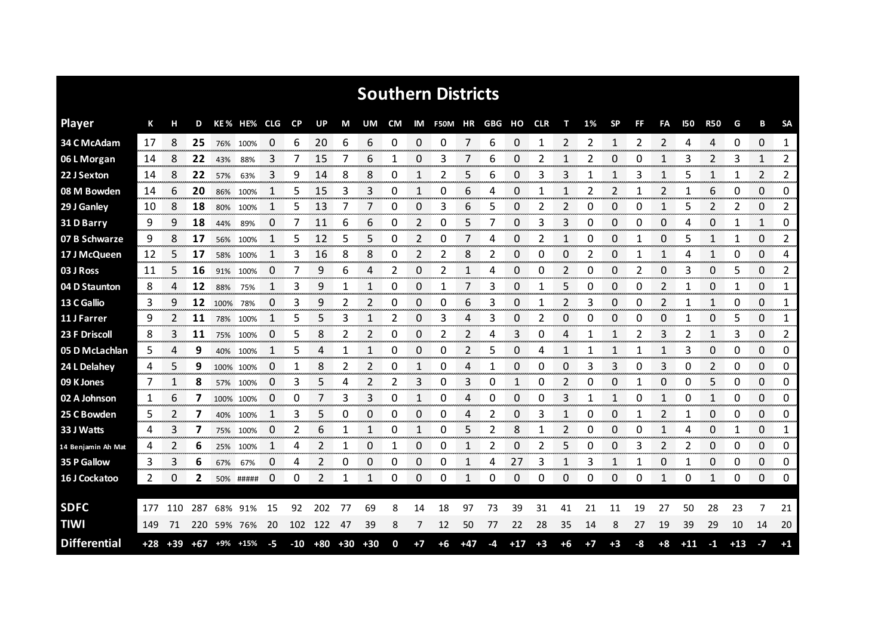## Southern Districts

| Player | K | H | D | KE % | HE% | CLG | CP | UP | M | UM | CM | IM | F50M | HR | GBG | HO | CLR | T | 1% | SP | FF | FA | I50 | R50 | G | B | SA |
|---|---|---|---|---|---|---|---|---|---|---|---|---|---|---|---|---|---|---|---|---|---|---|---|---|---|---|---|
| 34 C McAdam | 17 | 8 | **25** | 76% | 100% | 0 | 6 | 20 | 6 | 6 | 0 | 0 | 0 | 7 | 6 | 0 | 1 | 2 | 2 | 1 | 2 | 2 | 4 | 4 | 0 | 0 | 1 |
| 06 L Morgan | 14 | 8 | **22** | 43% | 88% | 3 | 7 | 15 | 7 | 6 | 1 | 0 | 3 | 7 | 6 | 0 | 2 | 1 | 2 | 0 | 0 | 1 | 3 | 2 | 3 | 1 | 2 |
| 22 J Sexton | 14 | 8 | **22** | 57% | 63% | 3 | 9 | 14 | 8 | 8 | 0 | 1 | 2 | 5 | 6 | 0 | 3 | 3 | 1 | 1 | 3 | 1 | 5 | 1 | 1 | 2 | 2 |
| 08 M Bowden | 14 | 6 | **20** | 86% | 100% | 1 | 5 | 15 | 3 | 3 | 0 | 1 | 0 | 6 | 4 | 0 | 1 | 1 | 2 | 2 | 1 | 2 | 1 | 6 | 0 | 0 | 0 |
| 29 J Ganley | 10 | 8 | **18** | 80% | 100% | 1 | 5 | 13 | 7 | 7 | 0 | 0 | 3 | 6 | 5 | 0 | 2 | 2 | 0 | 0 | 0 | 1 | 5 | 2 | 2 | 0 | 2 |
| 31 D Barry | 9 | 9 | **18** | 44% | 89% | 0 | 7 | 11 | 6 | 6 | 0 | 2 | 0 | 5 | 7 | 0 | 3 | 3 | 0 | 0 | 0 | 0 | 4 | 0 | 1 | 1 | 0 |
| 07 B Schwarze | 9 | 8 | **17** | 56% | 100% | 1 | 5 | 12 | 5 | 5 | 0 | 2 | 0 | 7 | 4 | 0 | 2 | 1 | 0 | 0 | 1 | 0 | 5 | 1 | 1 | 0 | 2 |
| 17 J McQueen | 12 | 5 | **17** | 58% | 100% | 1 | 3 | 16 | 8 | 8 | 0 | 2 | 2 | 8 | 2 | 0 | 0 | 0 | 2 | 0 | 1 | 1 | 4 | 1 | 0 | 0 | 4 |
| 03 J Ross | 11 | 5 | **16** | 91% | 100% | 0 | 7 | 9 | 6 | 4 | 2 | 0 | 2 | 1 | 4 | 0 | 0 | 2 | 0 | 0 | 2 | 0 | 3 | 0 | 5 | 0 | 2 |
| 04 D Staunton | 8 | 4 | **12** | 88% | 75% | 1 | 3 | 9 | 1 | 1 | 0 | 0 | 1 | 7 | 3 | 0 | 1 | 5 | 0 | 0 | 0 | 2 | 1 | 0 | 1 | 0 | 1 |
| 13 C Gallio | 3 | 9 | **12** | 100% | 78% | 0 | 3 | 9 | 2 | 2 | 0 | 0 | 0 | 6 | 3 | 0 | 1 | 2 | 3 | 0 | 0 | 2 | 1 | 1 | 0 | 0 | 1 |
| 11 J Farrer | 9 | 2 | **11** | 78% | 100% | 1 | 5 | 5 | 3 | 1 | 2 | 0 | 3 | 4 | 3 | 0 | 2 | 0 | 0 | 0 | 0 | 0 | 1 | 0 | 5 | 0 | 1 |
| 23 F Driscoll | 8 | 3 | **11** | 75% | 100% | 0 | 5 | 8 | 2 | 2 | 0 | 0 | 2 | 2 | 4 | 3 | 0 | 4 | 1 | 1 | 2 | 3 | 2 | 1 | 3 | 0 | 2 |
| 05 D McLachlan | 5 | 4 | **9** | 40% | 100% | 1 | 5 | 4 | 1 | 1 | 0 | 0 | 0 | 2 | 5 | 0 | 4 | 1 | 1 | 1 | 1 | 1 | 3 | 0 | 0 | 0 | 0 |
| 24 L Delahey | 4 | 5 | **9** | 100% | 100% | 0 | 1 | 8 | 2 | 2 | 0 | 1 | 0 | 4 | 1 | 0 | 0 | 0 | 3 | 3 | 0 | 3 | 0 | 2 | 0 | 0 | 0 |
| 09 K Jones | 7 | 1 | **8** | 57% | 100% | 0 | 3 | 5 | 4 | 2 | 2 | 3 | 0 | 3 | 0 | 1 | 0 | 2 | 0 | 0 | 1 | 0 | 0 | 5 | 0 | 0 | 0 |
| 02 A Johnson | 1 | 6 | **7** | 100% | 100% | 0 | 0 | 7 | 3 | 3 | 0 | 1 | 0 | 4 | 0 | 0 | 0 | 3 | 1 | 1 | 0 | 1 | 0 | 1 | 0 | 0 | 0 |
| 25 C Bowden | 5 | 2 | **7** | 40% | 100% | 1 | 3 | 5 | 0 | 0 | 0 | 0 | 0 | 4 | 2 | 0 | 3 | 1 | 0 | 0 | 1 | 2 | 1 | 0 | 0 | 0 | 0 |
| 33 J Watts | 4 | 3 | **7** | 75% | 100% | 0 | 2 | 6 | 1 | 1 | 0 | 1 | 0 | 5 | 2 | 8 | 1 | 2 | 0 | 0 | 0 | 1 | 4 | 0 | 1 | 0 | 1 |
| 14 Benjamin Ah Mat | 4 | 2 | **6** | 25% | 100% | 1 | 4 | 2 | 1 | 0 | 1 | 0 | 0 | 1 | 2 | 0 | 2 | 5 | 0 | 0 | 3 | 2 | 2 | 0 | 0 | 0 | 0 |
| 35 P Gallow | 3 | 3 | **6** | 67% | 67% | 0 | 4 | 2 | 0 | 0 | 0 | 0 | 0 | 1 | 4 | 27 | 3 | 1 | 3 | 1 | 1 | 0 | 1 | 0 | 0 | 0 | 0 |
| 16 J Cockatoo | 2 | 0 | **2** | 50% | ##### | 0 | 0 | 2 | 1 | 1 | 0 | 0 | 0 | 1 | 0 | 0 | 0 | 0 | 0 | 0 | 0 | 1 | 0 | 1 | 0 | 0 | 0 |
| **SDFC** | 177 | 110 | 287 | 68% | 91% | 15 | 92 | 202 | 77 | 69 | 8 | 14 | 18 | 97 | 73 | 39 | 31 | 41 | 21 | 11 | 19 | 27 | 50 | 28 | 23 | 7 | 21 |
| **TIWI** | 149 | 71 | 220 | 59% | 76% | 20 | 102 | 122 | 47 | 39 | 8 | 7 | 12 | 50 | 77 | 22 | 28 | 35 | 14 | 8 | 27 | 19 | 39 | 29 | 10 | 14 | 20 |
| **Differential** | **+28** | **+39** | **+67** | **+9%** | **+15%** | **-5** | **-10** | **+80** | **+30** | **+30** | **0** | **+7** | **+6** | **+47** | **-4** | **+17** | **+3** | **+6** | **+7** | **+3** | **-8** | **+8** | **+11** | **-1** | **+13** | **-7** | **+1** |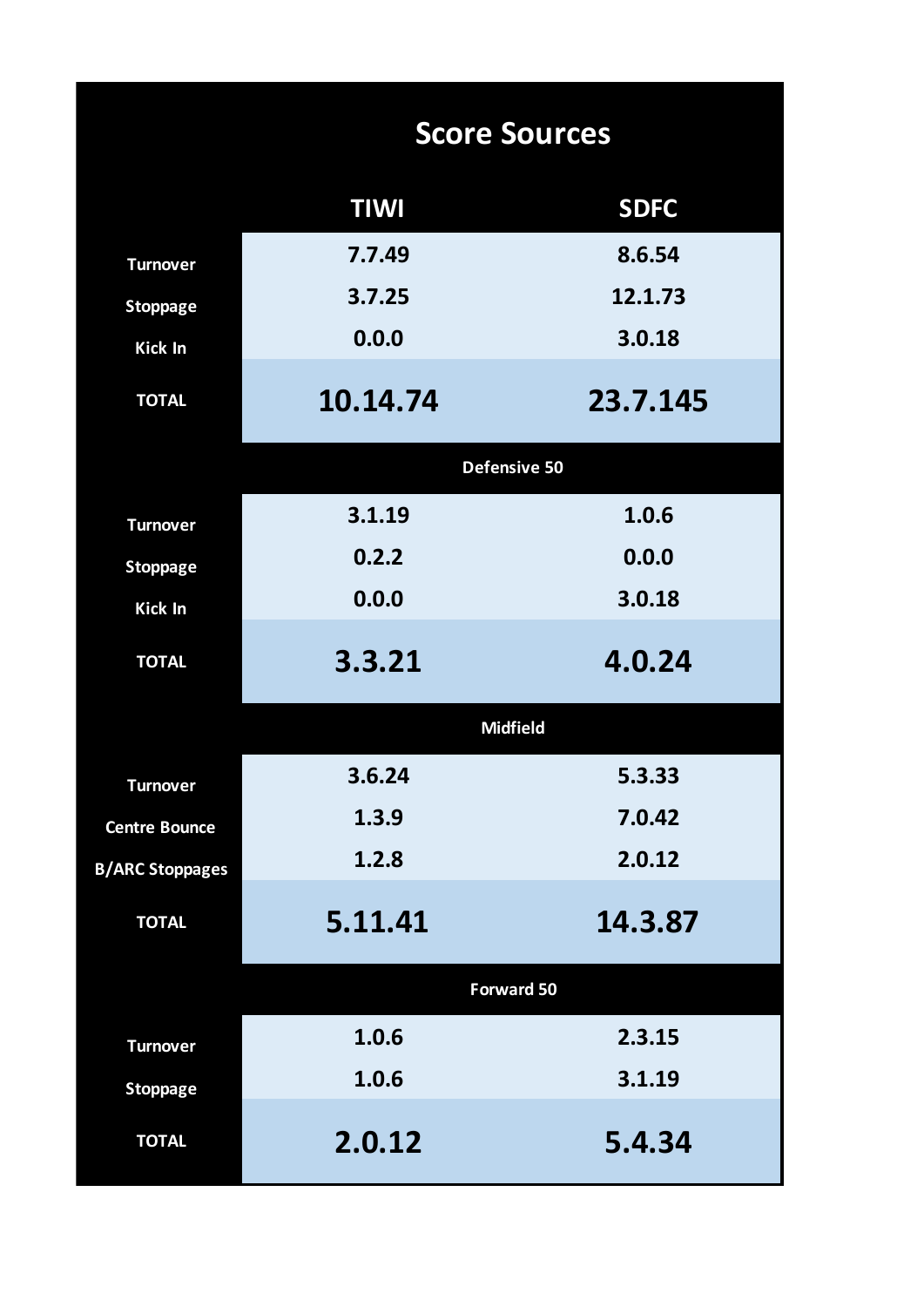# Score Sources

| | TIWI | SDFC |
|---|---|---|
| Turnover | 7.7.49 | 8.6.54 |
| Stoppage | 3.7.25 | 12.1.73 |
| Kick In | 0.0.0 | 3.0.18 |
| **TOTAL** | **10.14.74** | **23.7.145** |
| **Defensive 50** | | |
| Turnover | 3.1.19 | 1.0.6 |
| Stoppage | 0.2.2 | 0.0.0 |
| Kick In | 0.0.0 | 3.0.18 |
| **TOTAL** | **3.3.21** | **4.0.24** |
| **Midfield** | | |
| Turnover | 3.6.24 | 5.3.33 |
| Centre Bounce | 1.3.9 | 7.0.42 |
| B/ARC Stoppages | 1.2.8 | 2.0.12 |
| **TOTAL** | **5.11.41** | **14.3.87** |
| **Forward 50** | | |
| Turnover | 1.0.6 | 2.3.15 |
| Stoppage | 1.0.6 | 3.1.19 |
| **TOTAL** | **2.0.12** | **5.4.34** |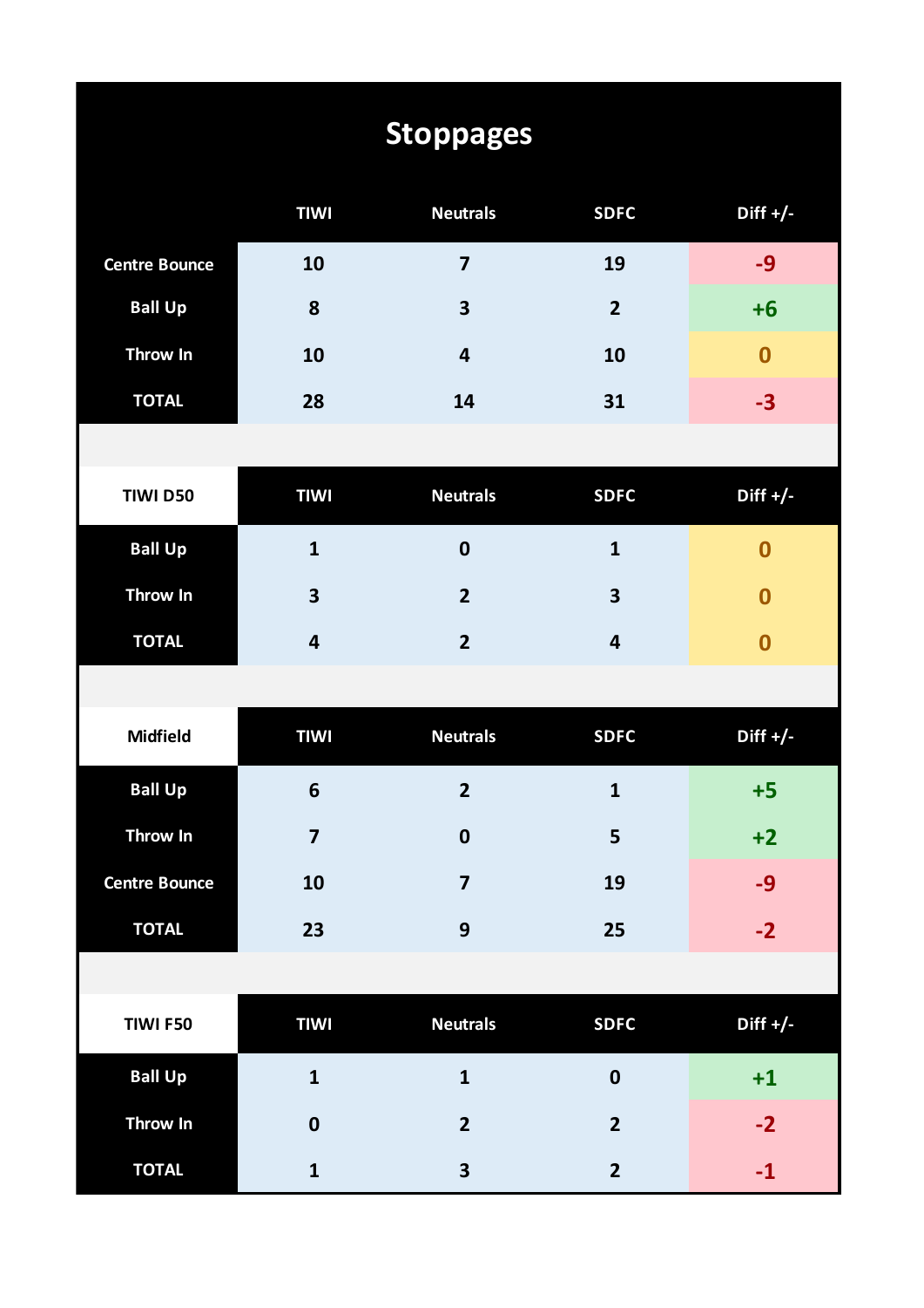# Stoppages

| | TIWI | Neutrals | SDFC | Diff +/- |
|---|---|---|---|---|
| Centre Bounce | 10 | 7 | 19 | -9 |
| Ball Up | 8 | 3 | 2 | +6 |
| Throw In | 10 | 4 | 10 | 0 |
| TOTAL | 28 | 14 | 31 | -3 |

| TIWI D50 | TIWI | Neutrals | SDFC | Diff +/- |
|---|---|---|---|---|
| Ball Up | 1 | 0 | 1 | 0 |
| Throw In | 3 | 2 | 3 | 0 |
| TOTAL | 4 | 2 | 4 | 0 |

| Midfield | TIWI | Neutrals | SDFC | Diff +/- |
|---|---|---|---|---|
| Ball Up | 6 | 2 | 1 | +5 |
| Throw In | 7 | 0 | 5 | +2 |
| Centre Bounce | 10 | 7 | 19 | -9 |
| TOTAL | 23 | 9 | 25 | -2 |

| TIWI F50 | TIWI | Neutrals | SDFC | Diff +/- |
|---|---|---|---|---|
| Ball Up | 1 | 1 | 0 | +1 |
| Throw In | 0 | 2 | 2 | -2 |
| TOTAL | 1 | 3 | 2 | -1 |